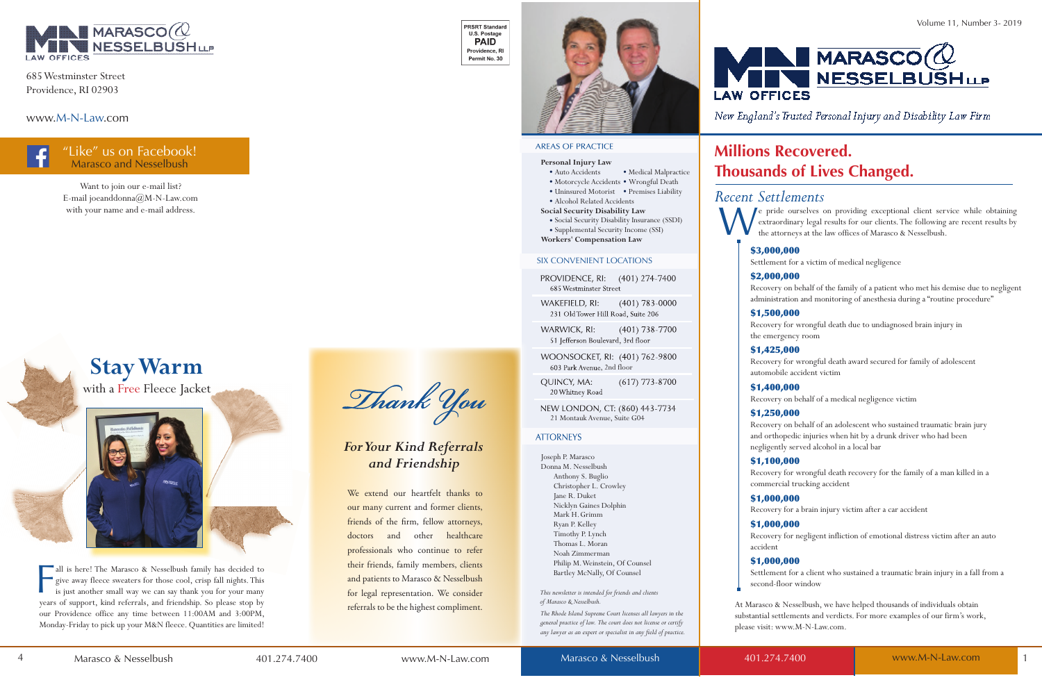# MARASCO & NESSELBUSH LLP LAW OFFICES

685 Westminster Street
Providence, RI 02903

www.M-N-Law.com

PRSRT Standard
U.S. Postage
PAID
Providence, RI
Permit No. 30

"Like" us on Facebook!
Marasco and Nesselbush

Want to join our e-mail list?
E-mail joeanddonna@M-N-Law.com
with your name and e-mail address.

## Stay Warm

with a Free Fleece Jacket

Fall is here! The Marasco & Nesselbush family has decided to give away fleece sweaters for those cool, crisp fall nights. This is just another small way we can say thank you for your many years of support, kind referrals, and friendship. So please stop by our Providence office any time between 11:00AM and 3:00PM, Monday-Friday to pick up your M&N fleece. Quantities are limited!

## Thank You

### For Your Kind Referrals and Friendship

We extend our heartfelt thanks to our many current and former clients, friends of the firm, fellow attorneys, doctors and other healthcare professionals who continue to refer their friends, family members, clients and patients to Marasco & Nesselbush for legal representation. We consider referrals to be the highest compliment.

### AREAS OF PRACTICE

**Personal Injury Law**
- Auto Accidents
- Medical Malpractice
- Motorcycle Accidents
- Wrongful Death
- Uninsured Motorist
- Premises Liability
- Alcohol Related Accidents

**Social Security Disability Law**
- Social Security Disability Insurance (SSDI)
- Supplemental Security Income (SSI)

**Workers' Compensation Law**

### SIX CONVENIENT LOCATIONS

PROVIDENCE, RI: (401) 274-7400
685 Westminster Street

WAKEFIELD, RI: (401) 783-0000
231 Old Tower Hill Road, Suite 206

WARWICK, RI: (401) 738-7700
51 Jefferson Boulevard, 3rd floor

WOONSOCKET, RI: (401) 762-9800
603 Park Avenue, 2nd floor

QUINCY, MA: (617) 773-8700
20 Whitney Road

NEW LONDON, CT: (860) 443-7734
21 Montauk Avenue, Suite G04

### ATTORNEYS

Joseph P. Marasco
Donna M. Nesselbush
Anthony S. Buglio
Christopher L. Crowley
Jane R. Duket
Nicklyn Gaines Dolphin
Mark H. Grimm
Ryan P. Kelley
Timothy P. Lynch
Thomas L. Moran
Noah Zimmerman
Philip M. Weinstein, Of Counsel
Bartley McNally, Of Counsel

*This newsletter is intended for friends and clients of Marasco & Nesselbush.*

*The Rhode Island Supreme Court licenses all lawyers in the general practice of law. The court does not license or certify any lawyer as an expert or specialist in any field of practice.*

Volume 11, Number 3- 2019

# MARASCO & NESSELBUSH LLP LAW OFFICES

*New England's Trusted Personal Injury and Disability Law Firm*

## Millions Recovered. Thousands of Lives Changed.

### Recent Settlements

We pride ourselves on providing exceptional client service while obtaining extraordinary legal results for our clients. The following are recent results by the attorneys at the law offices of Marasco & Nesselbush.

**$3,000,000**
Settlement for a victim of medical negligence

**$2,000,000**
Recovery on behalf of the family of a patient who met his demise due to negligent administration and monitoring of anesthesia during a "routine procedure"

**$1,500,000**
Recovery for wrongful death due to undiagnosed brain injury in the emergency room

**$1,425,000**
Recovery for wrongful death award secured for family of adolescent automobile accident victim

**$1,400,000**
Recovery on behalf of a medical negligence victim

**$1,250,000**
Recovery on behalf of an adolescent who sustained traumatic brain jury and orthopedic injuries when hit by a drunk driver who had been negligently served alcohol in a local bar

**$1,100,000**
Recovery for wrongful death recovery for the family of a man killed in a commercial trucking accident

**$1,000,000**
Recovery for a brain injury victim after a car accident

**$1,000,000**
Recovery for negligent infliction of emotional distress victim after an auto accident

**$1,000,000**
Settlement for a client who sustained a traumatic brain injury in a fall from a second-floor window

At Marasco & Nesselbush, we have helped thousands of individuals obtain substantial settlements and verdicts. For more examples of our firm's work, please visit: www.M-N-Law.com.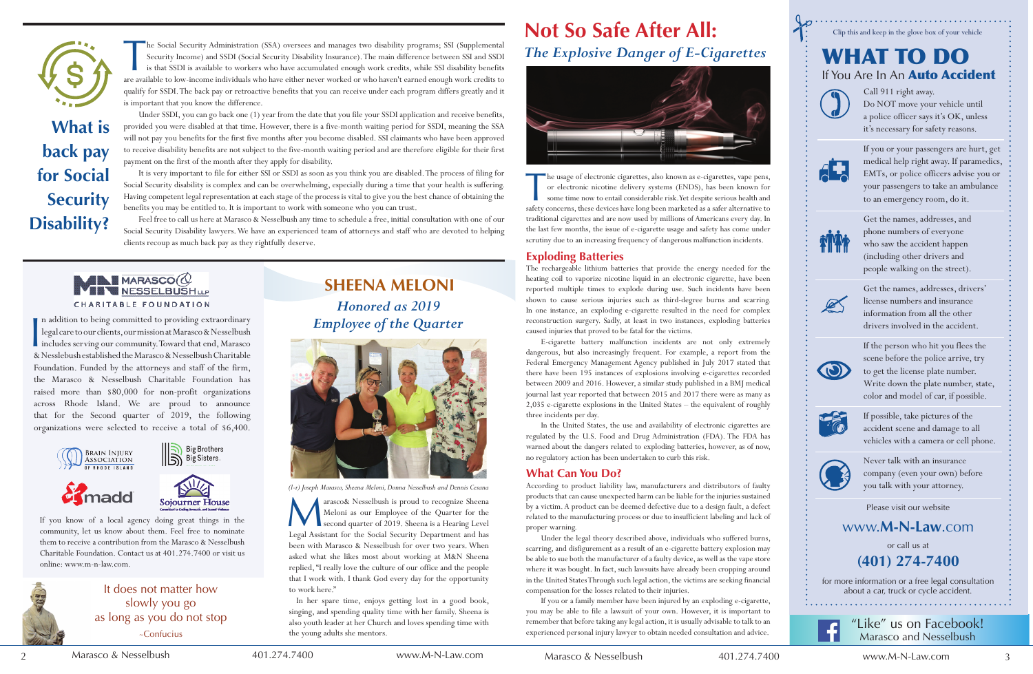## What is back pay for Social Security Disability?

The Social Security Administration (SSA) oversees and manages two disability programs; SSI (Supplemental Security Income) and SSDI (Social Security Disability Insurance). The main difference between SSI and SSDI is that SSDI is available to workers who have accumulated enough work credits, while SSI disability benefits are available to low-income individuals who have either never worked or who haven't earned enough work credits to qualify for SSDI. The back pay or retroactive benefits that you can receive under each program differs greatly and it is important that you know the difference.

Under SSDI, you can go back one (1) year from the date that you file your SSDI application and receive benefits, provided you were disabled at that time. However, there is a five-month waiting period for SSDI, meaning the SSA will not pay you benefits for the first five months after you become disabled. SSI claimants who have been approved to receive disability benefits are not subject to the five-month waiting period and are therefore eligible for their first payment on the first of the month after they apply for disability.

It is very important to file for either SSI or SSDI as soon as you think you are disabled. The process of filing for Social Security disability is complex and can be overwhelming, especially during a time that your health is suffering. Having competent legal representation at each stage of the process is vital to give you the best chance of obtaining the benefits you may be entitled to. It is important to work with someone who you can trust.

Feel free to call us here at Marasco & Nesselbush any time to schedule a free, initial consultation with one of our Social Security Disability lawyers. We have an experienced team of attorneys and staff who are devoted to helping clients recoup as much back pay as they rightfully deserve.

## Marasco & Nesselbush LLP Charitable Foundation

In addition to being committed to providing extraordinary legal care to our clients, our mission at Marasco & Nesselbush includes serving our community. Toward that end, Marasco & Nesselbush established the Marasco & Nesselbush Charitable Foundation. Funded by the attorneys and staff of the firm, the Marasco & Nesselbush Charitable Foundation has raised more than $80,000 for non-profit organizations across Rhode Island. We are proud to announce that for the Second quarter of 2019, the following organizations were selected to receive a total of $6,400.

Brain Injury Association of Rhode Island

Big Brothers Big Sisters

madd

Sojourner House

If you know of a local agency doing great things in the community, let us know about them. Feel free to nominate them to receive a contribution from the Marasco & Nesselbush Charitable Foundation. Contact us at 401.274.7400 or visit us online: www.m-n-law.com.

It does not matter how slowly you go as long as you do not stop

~Confucius

## SHEENA MELONI

### *Honored as 2019 Employee of the Quarter*

*(l-r) Joseph Marasco, Sheena Meloni, Donna Nesselbush and Dennis Cesana*

Marasco& Nesselbush is proud to recognize Sheena Meloni as our Employee of the Quarter for the second quarter of 2019. Sheena is a Hearing Level Legal Assistant for the Social Security Department and has been with Marasco & Nesselbush for over two years. When asked what she likes most about working at M&N Sheena replied, "I really love the culture of our office and the people that I work with. I thank God every day for the opportunity to work here."

In her spare time, enjoys getting lost in a good book, singing, and spending quality time with her family. Sheena is also youth leader at her Church and loves spending time with the young adults she mentors.

## Not So Safe After All:

### *The Explosive Danger of E-Cigarettes*

The usage of electronic cigarettes, also known as e-cigarettes, vape pens, or electronic nicotine delivery systems (ENDS), has been known for some time now to entail considerable risk. Yet despite serious health and safety concerns, these devices have long been marketed as a safer alternative to traditional cigarettes and are now used by millions of Americans every day. In the last few months, the issue of e-cigarette usage and safety has come under scrutiny due to an increasing frequency of dangerous malfunction incidents.

### Exploding Batteries

The rechargeable lithium batteries that provide the energy needed for the heating coil to vaporize nicotine liquid in an electronic cigarette, have been reported multiple times to explode during use. Such incidents have been shown to cause serious injuries such as third-degree burns and scarring. In one instance, an exploding e-cigarette resulted in the need for complex reconstruction surgery. Sadly, at least in two instances, exploding batteries caused injuries that proved to be fatal for the victims.

E-cigarette battery malfunction incidents are not only extremely dangerous, but also increasingly frequent. For example, a report from the Federal Emergency Management Agency published in July 2017 stated that there have been 195 instances of explosions involving e-cigarettes recorded between 2009 and 2016. However, a similar study published in a BMJ medical journal last year reported that between 2015 and 2017 there were as many as 2,035 e-cigarette explosions in the United States – the equivalent of roughly three incidents per day.

In the United States, the use and availability of electronic cigarettes are regulated by the U.S. Food and Drug Administration (FDA). The FDA has warned about the dangers related to exploding batteries, however, as of now, no regulatory action has been undertaken to curb this risk.

### What Can You Do?

According to product liability law, manufacturers and distributors of faulty products that can cause unexpected harm can be liable for the injuries sustained by a victim. A product can be deemed defective due to a design fault, a defect related to the manufacturing process or due to insufficient labeling and lack of proper warning.

Under the legal theory described above, individuals who suffered burns, scarring, and disfigurement as a result of an e-cigarette battery explosion may be able to sue both the manufacturer of a faulty device, as well as the vape store where it was bought. In fact, such lawsuits have already been cropping around in the United States Through such legal action, the victims are seeking financial compensation for the losses related to their injuries.

If you or a family member have been injured by an exploding e-cigarette, you may be able to file a lawsuit of your own. However, it is important to remember that before taking any legal action, it is usually advisable to talk to an experienced personal injury lawyer to obtain needed consultation and advice.

Clip this and keep in the glove box of your vehicle

## WHAT TO DO

### If You Are In An **Auto Accident**

- Call 911 right away. Do NOT move your vehicle until a police officer says it's OK, unless it's necessary for safety reasons.
- If you or your passengers are hurt, get medical help right away. If paramedics, EMTs, or police officers advise you or your passengers to take an ambulance to an emergency room, do it.
- Get the names, addresses, and phone numbers of everyone who saw the accident happen (including other drivers and people walking on the street).
- Get the names, addresses, drivers' license numbers and insurance information from all the other drivers involved in the accident.
- If the person who hit you flees the scene before the police arrive, try to get the license plate number. Write down the plate number, state, color and model of car, if possible.
- If possible, take pictures of the accident scene and damage to all vehicles with a camera or cell phone.
- Never talk with an insurance company (even your own) before you talk with your attorney.

Please visit our website

**www.M-N-Law.com**

or call us at

**(401) 274-7400**

for more information or a free legal consultation about a car, truck or cycle accident.

"Like" us on Facebook! Marasco and Nesselbush